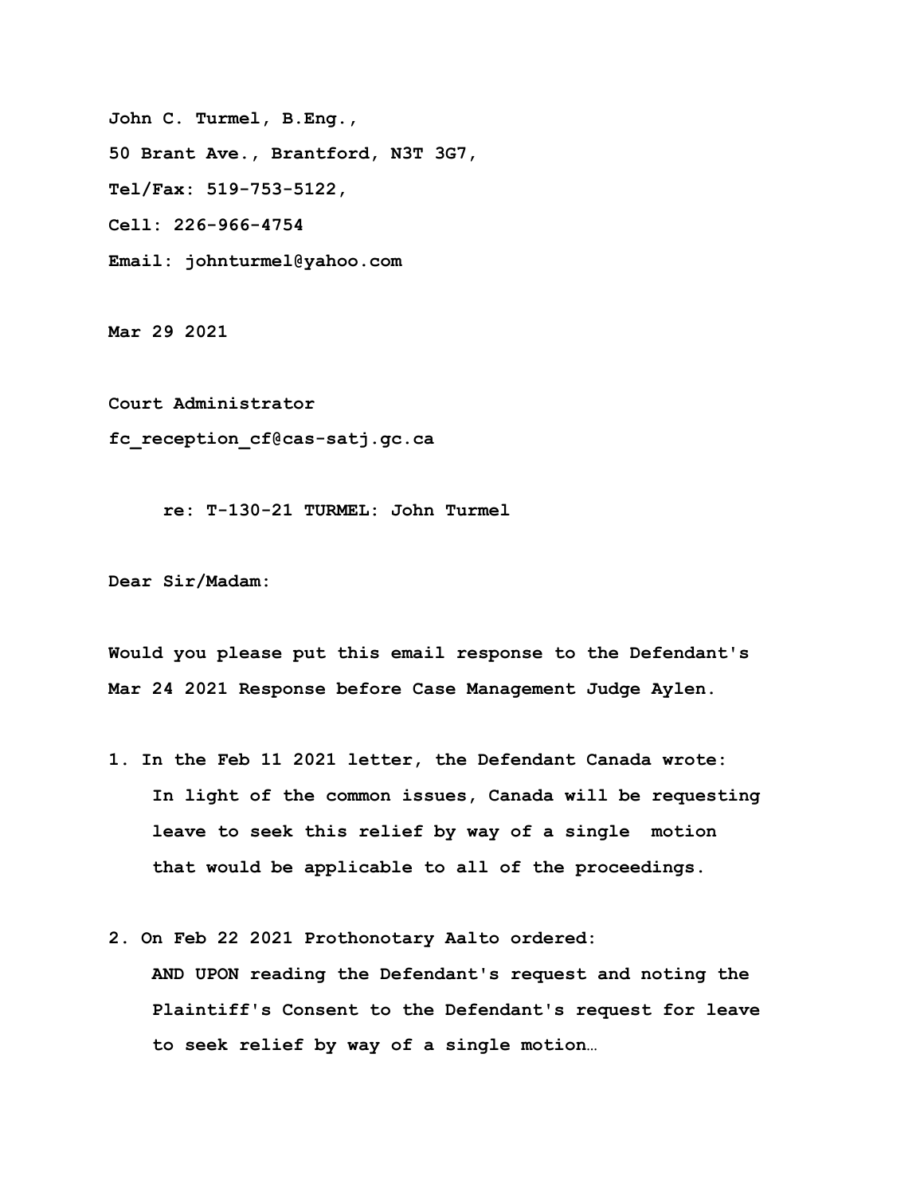**John C. Turmel, B.Eng.,**

**50 Brant Ave., Brantford, N3T 3G7,**

**Tel/Fax: 519-753-5122,**

**Cell: 226-966-4754**

**Email: johnturmel@yahoo.com**

**Mar 29 2021**

**Court Administrator**

**fc_reception_cf@cas-satj.gc.ca**

**re: T-130-21 TURMEL: John Turmel**

**Dear Sir/Madam:**

**Would you please put this email response to the Defendant's Mar 24 2021 Response before Case Management Judge Aylen.**

**1. In the Feb 11 2021 letter, the Defendant Canada wrote:**

> **In light of the common issues, Canada will be requesting leave to seek this relief by way of a single motion that would be applicable to all of the proceedings.**

**2. On Feb 22 2021 Prothonotary Aalto ordered:**

> **AND UPON reading the Defendant's request and noting the Plaintiff's Consent to the Defendant's request for leave to seek relief by way of a single motion…**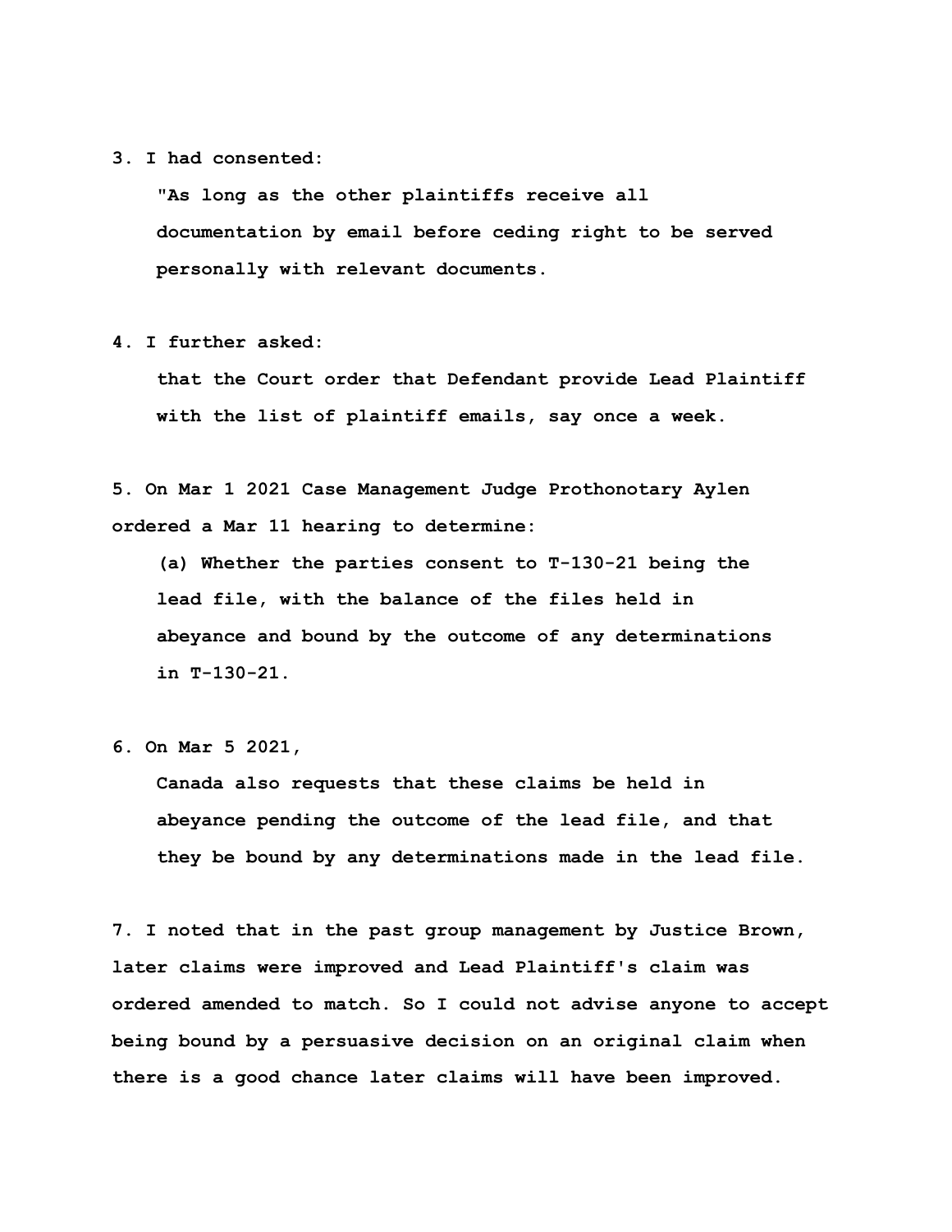**3. I had consented:**

> **"As long as the other plaintiffs receive all documentation by email before ceding right to be served personally with relevant documents.**

**4. I further asked:**

> **that the Court order that Defendant provide Lead Plaintiff with the list of plaintiff emails, say once a week.**

**5. On Mar 1 2021 Case Management Judge Prothonotary Aylen ordered a Mar 11 hearing to determine:**

> **(a) Whether the parties consent to T-130-21 being the lead file, with the balance of the files held in abeyance and bound by the outcome of any determinations in T-130-21.**

**6. On Mar 5 2021,**

> **Canada also requests that these claims be held in abeyance pending the outcome of the lead file, and that they be bound by any determinations made in the lead file.**

**7. I noted that in the past group management by Justice Brown, later claims were improved and Lead Plaintiff's claim was ordered amended to match. So I could not advise anyone to accept being bound by a persuasive decision on an original claim when there is a good chance later claims will have been improved.**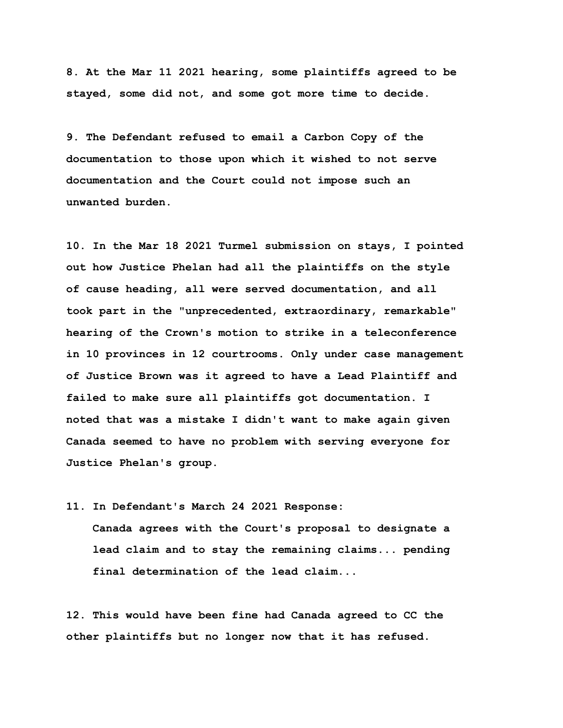8. At the Mar 11 2021 hearing, some plaintiffs agreed to be stayed, some did not, and some got more time to decide.

9. The Defendant refused to email a Carbon Copy of the documentation to those upon which it wished to not serve documentation and the Court could not impose such an unwanted burden.

10. In the Mar 18 2021 Turmel submission on stays, I pointed out how Justice Phelan had all the plaintiffs on the style of cause heading, all were served documentation, and all took part in the "unprecedented, extraordinary, remarkable" hearing of the Crown's motion to strike in a teleconference in 10 provinces in 12 courtrooms. Only under case management of Justice Brown was it agreed to have a Lead Plaintiff and failed to make sure all plaintiffs got documentation. I noted that was a mistake I didn't want to make again given Canada seemed to have no problem with serving everyone for Justice Phelan's group.

11. In Defendant's March 24 2021 Response:

> Canada agrees with the Court's proposal to designate a lead claim and to stay the remaining claims... pending final determination of the lead claim...

12. This would have been fine had Canada agreed to CC the other plaintiffs but no longer now that it has refused.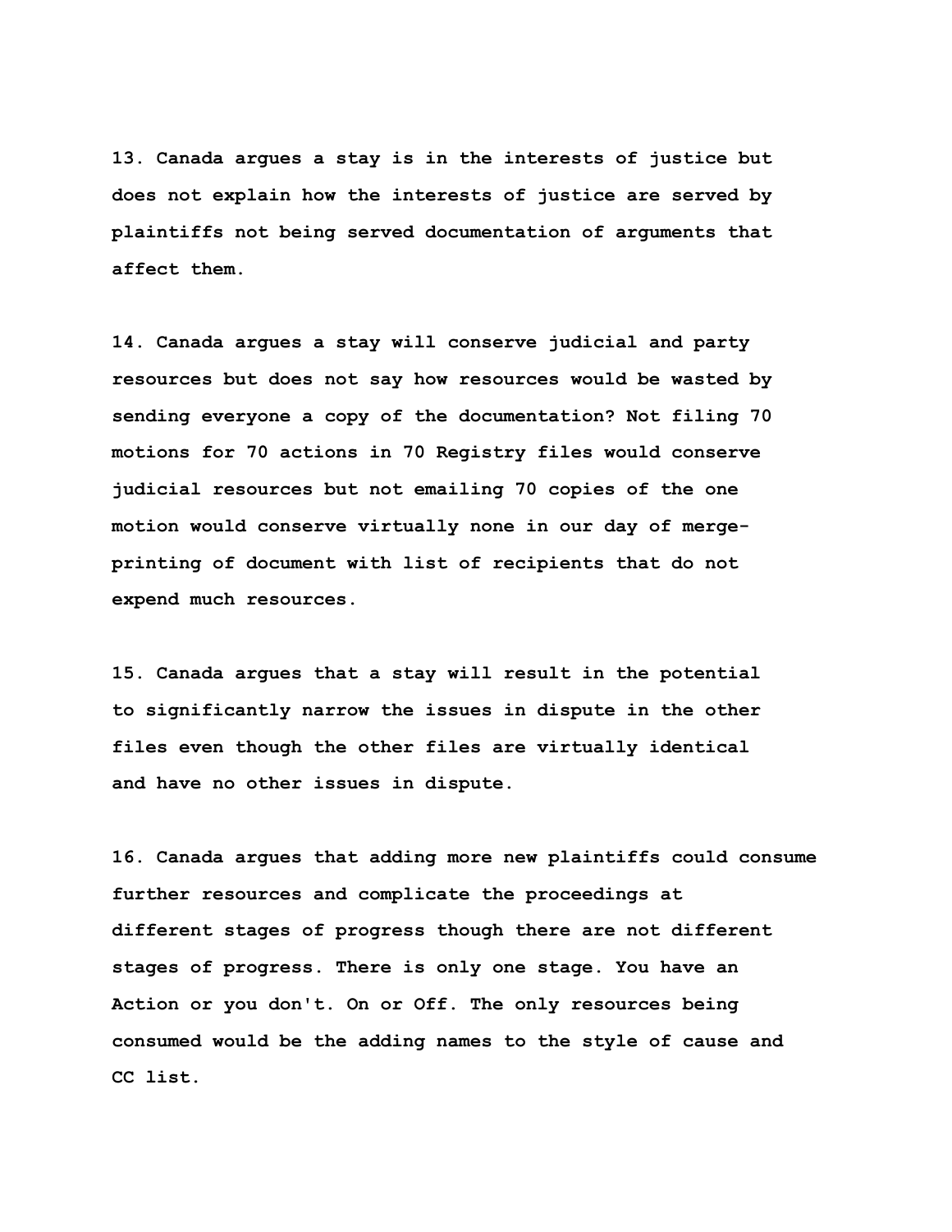**13. Canada argues a stay is in the interests of justice but does not explain how the interests of justice are served by plaintiffs not being served documentation of arguments that affect them.**

**14. Canada argues a stay will conserve judicial and party resources but does not say how resources would be wasted by sending everyone a copy of the documentation? Not filing 70 motions for 70 actions in 70 Registry files would conserve judicial resources but not emailing 70 copies of the one motion would conserve virtually none in our day of merge-printing of document with list of recipients that do not expend much resources.**

**15. Canada argues that a stay will result in the potential to significantly narrow the issues in dispute in the other files even though the other files are virtually identical and have no other issues in dispute.**

**16. Canada argues that adding more new plaintiffs could consume further resources and complicate the proceedings at different stages of progress though there are not different stages of progress. There is only one stage. You have an Action or you don't. On or Off. The only resources being consumed would be the adding names to the style of cause and CC list.**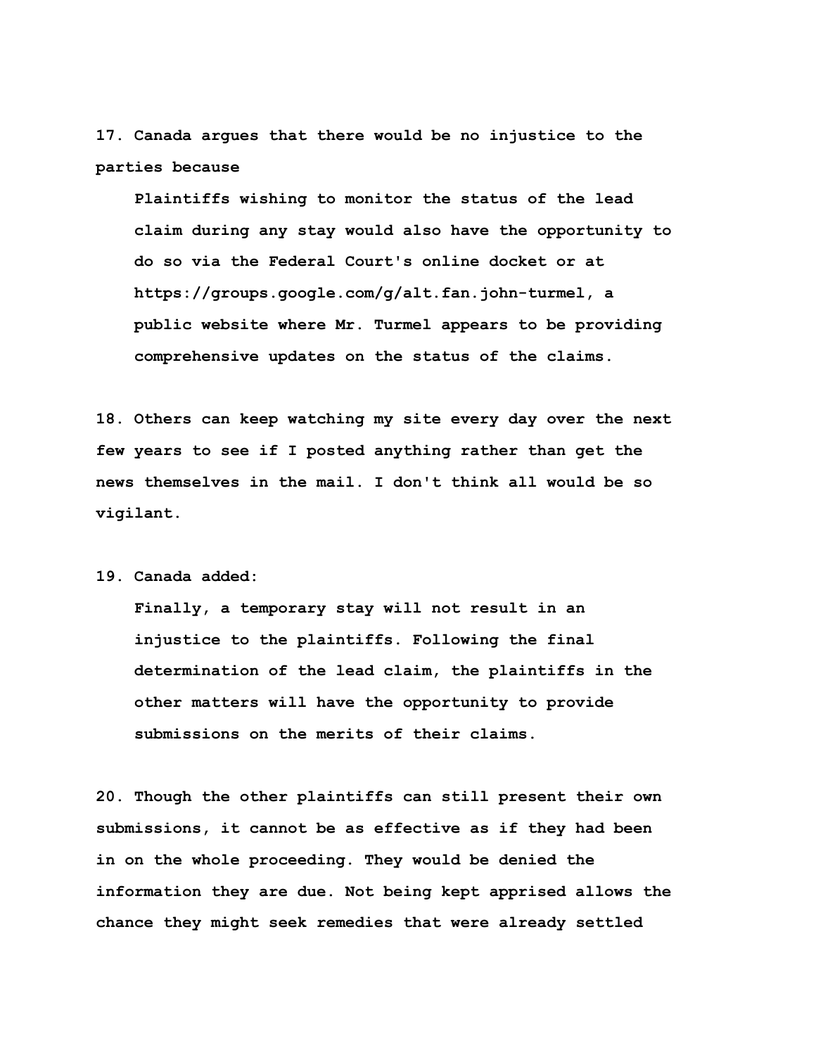**17. Canada argues that there would be no injustice to the parties because**

> **Plaintiffs wishing to monitor the status of the lead claim during any stay would also have the opportunity to do so via the Federal Court's online docket or at https://groups.google.com/g/alt.fan.john-turmel, a public website where Mr. Turmel appears to be providing comprehensive updates on the status of the claims.**

**18. Others can keep watching my site every day over the next few years to see if I posted anything rather than get the news themselves in the mail. I don't think all would be so vigilant.**

**19. Canada added:**

> **Finally, a temporary stay will not result in an injustice to the plaintiffs. Following the final determination of the lead claim, the plaintiffs in the other matters will have the opportunity to provide submissions on the merits of their claims.**

**20. Though the other plaintiffs can still present their own submissions, it cannot be as effective as if they had been in on the whole proceeding. They would be denied the information they are due. Not being kept apprised allows the chance they might seek remedies that were already settled**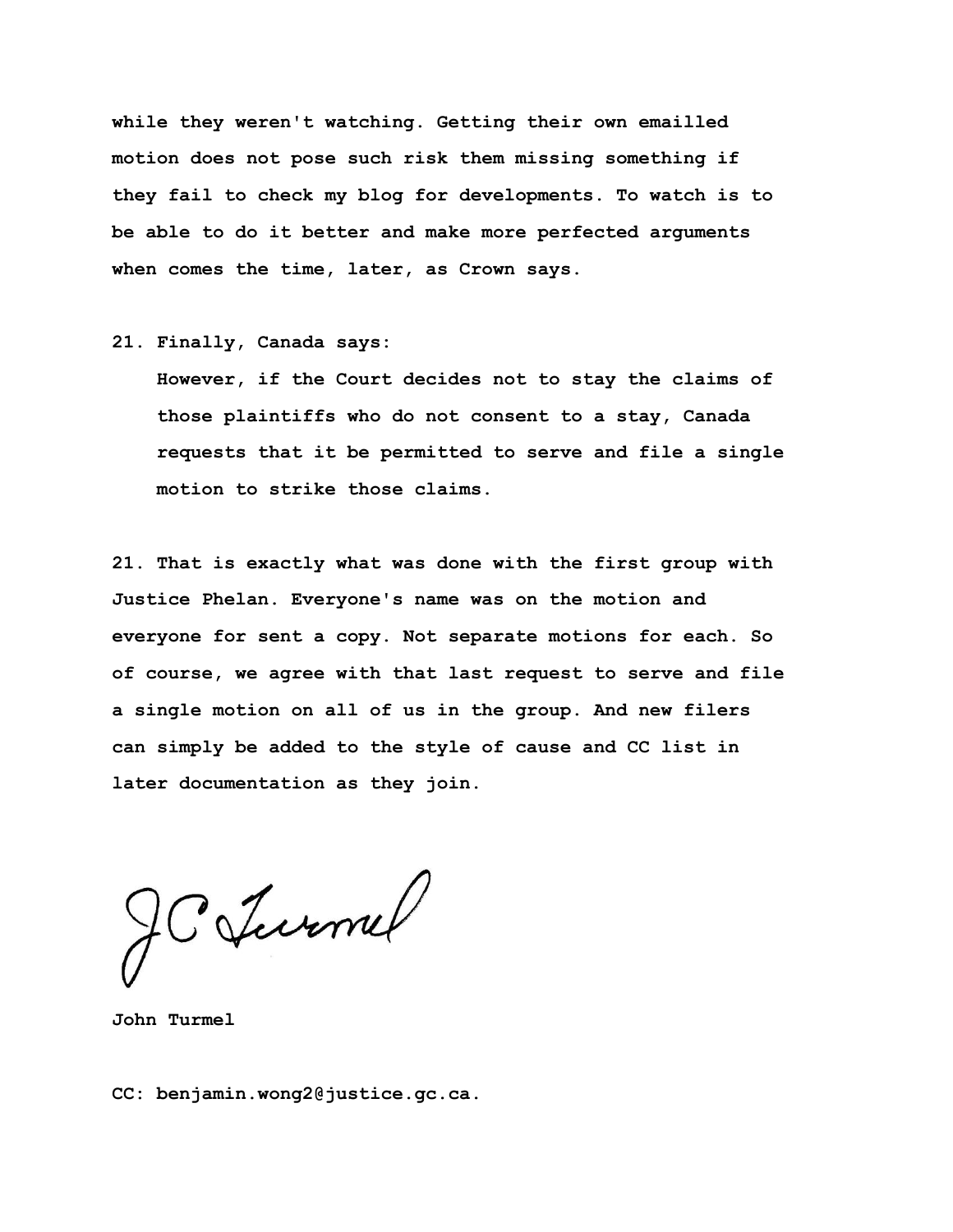while they weren't watching. Getting their own emailled motion does not pose such risk them missing something if they fail to check my blog for developments. To watch is to be able to do it better and make more perfected arguments when comes the time, later, as Crown says.

21. Finally, Canada says:

> However, if the Court decides not to stay the claims of those plaintiffs who do not consent to a stay, Canada requests that it be permitted to serve and file a single motion to strike those claims.

21. That is exactly what was done with the first group with Justice Phelan. Everyone's name was on the motion and everyone for sent a copy. Not separate motions for each. So of course, we agree with that last request to serve and file a single motion on all of us in the group. And new filers can simply be added to the style of cause and CC list in later documentation as they join.

John Turmel

CC: benjamin.wong2@justice.gc.ca.